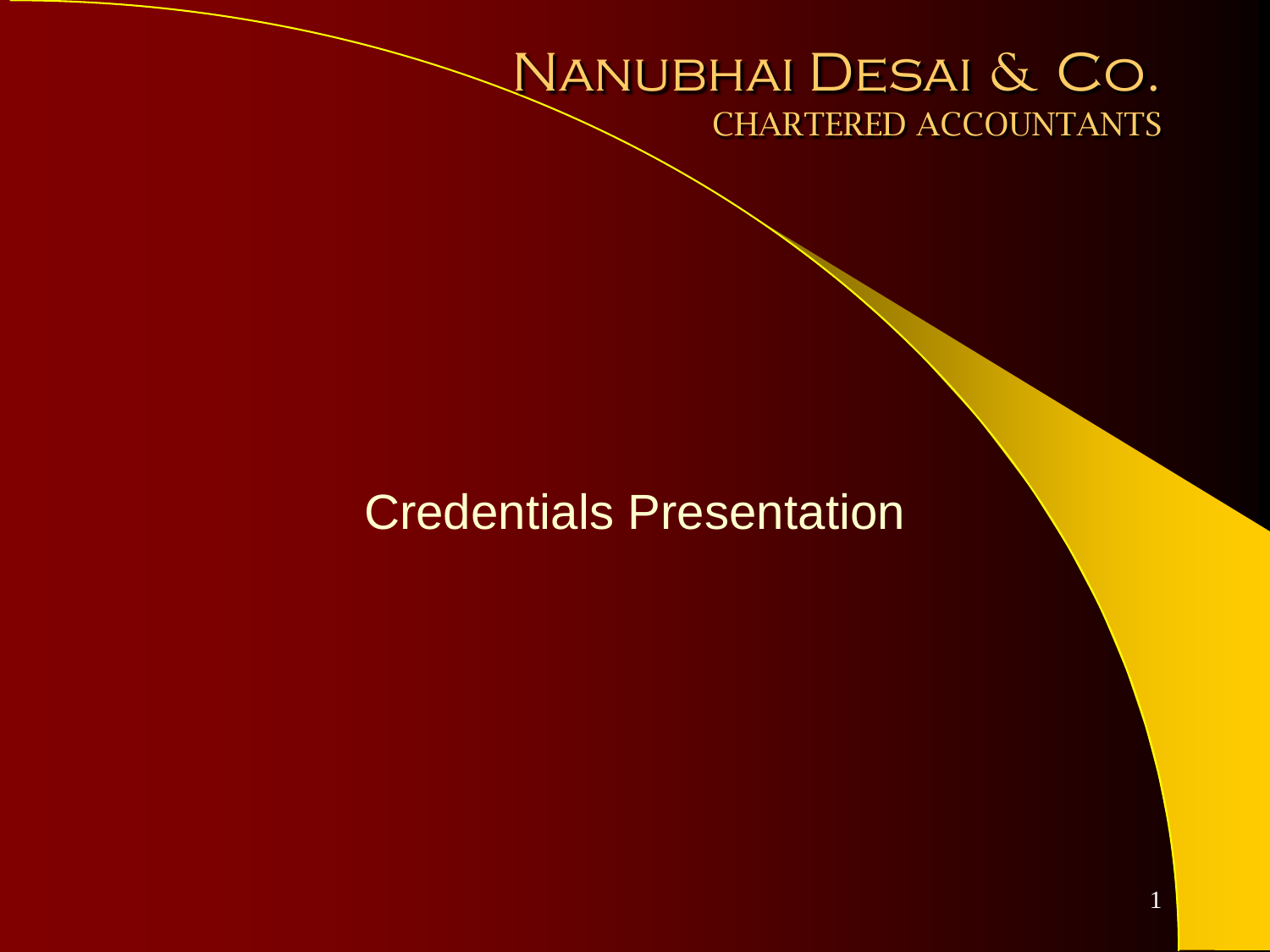# Nanubhai Desai & Co.

CHARTERED ACCOUNTANTS

## Credentials Presentation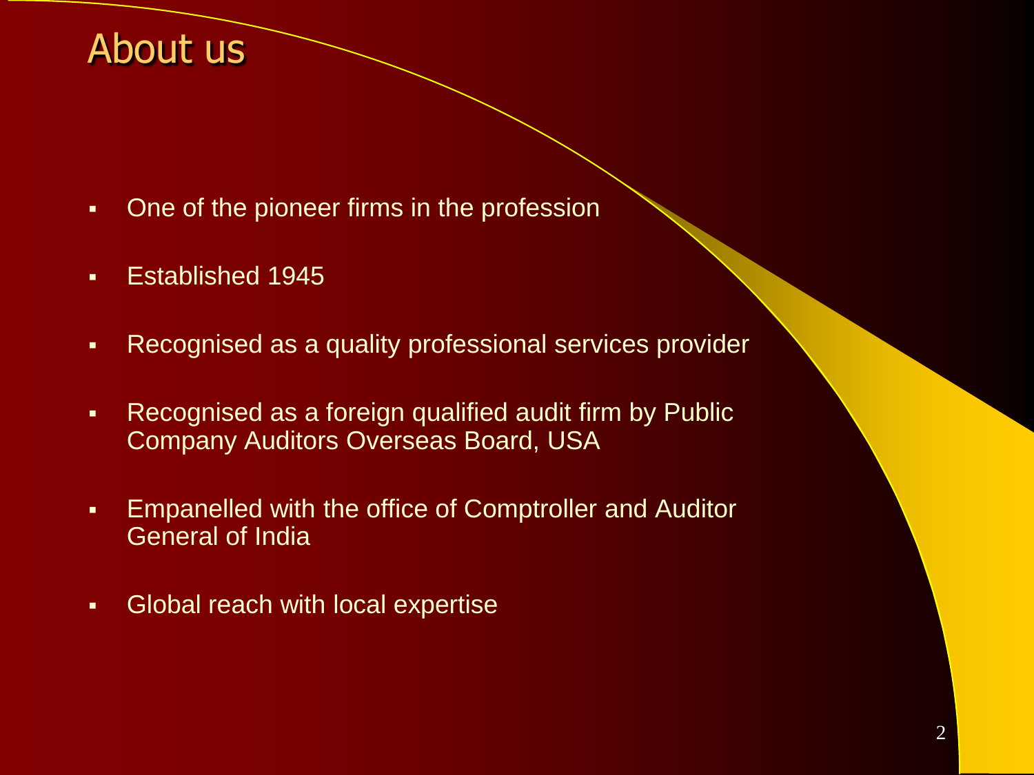# About us

- One of the pioneer firms in the profession
- Established 1945
- Recognised as a quality professional services provider
- Recognised as a foreign qualified audit firm by Public Company Auditors Overseas Board, USA
- Empanelled with the office of Comptroller and Auditor General of India
- Global reach with local expertise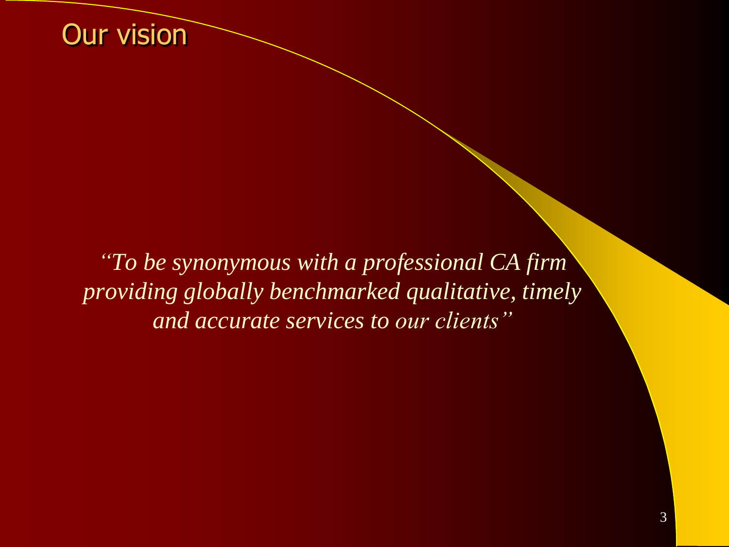# Our vision

*“To be synonymous with a professional CA firm providing globally benchmarked qualitative, timely and accurate services to our clients”*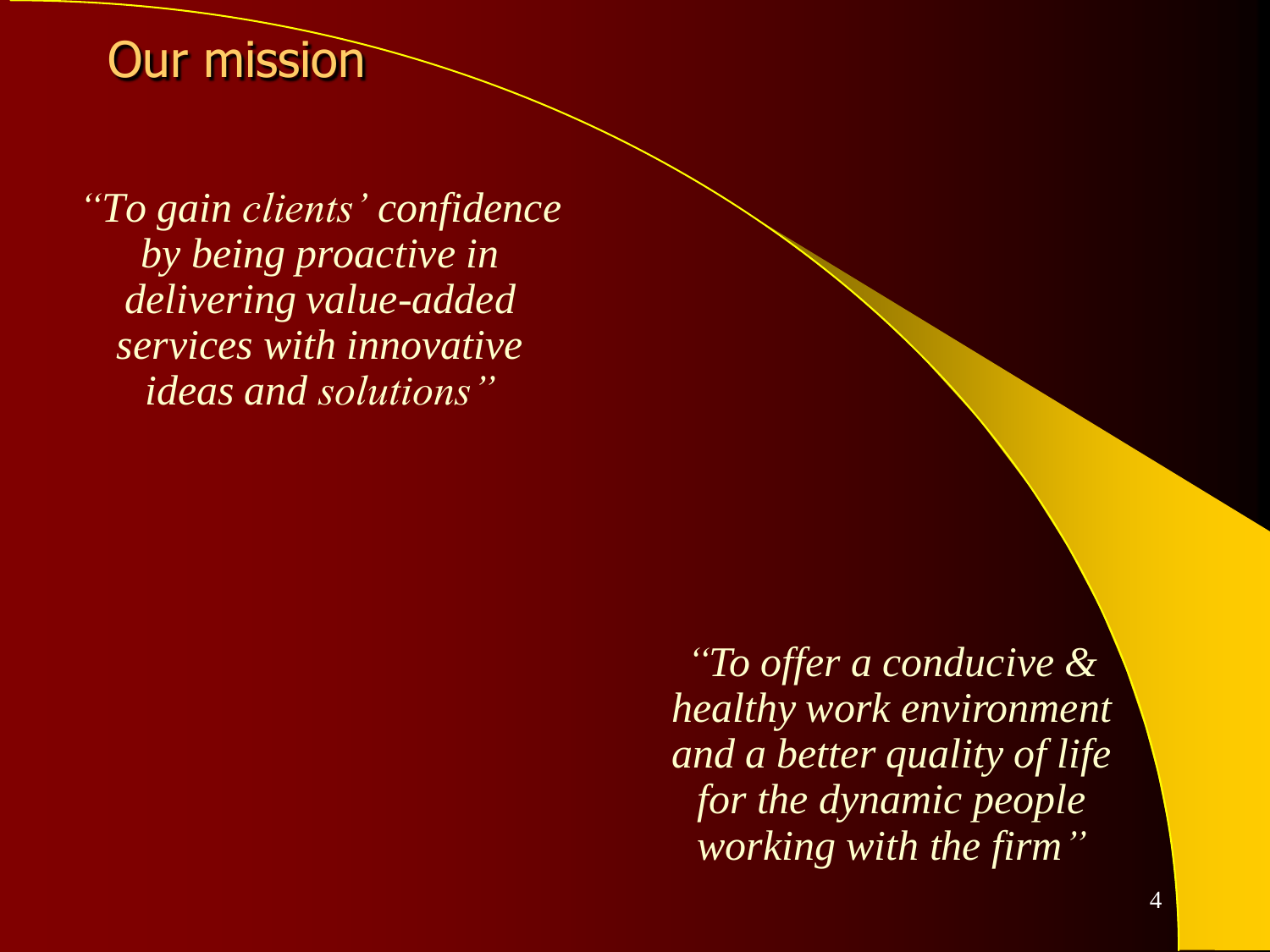# Our mission

*"To gain clients' confidence by being proactive in delivering value-added services with innovative ideas and solutions"*

*"To offer a conducive & healthy work environment and a better quality of life for the dynamic people working with the firm"*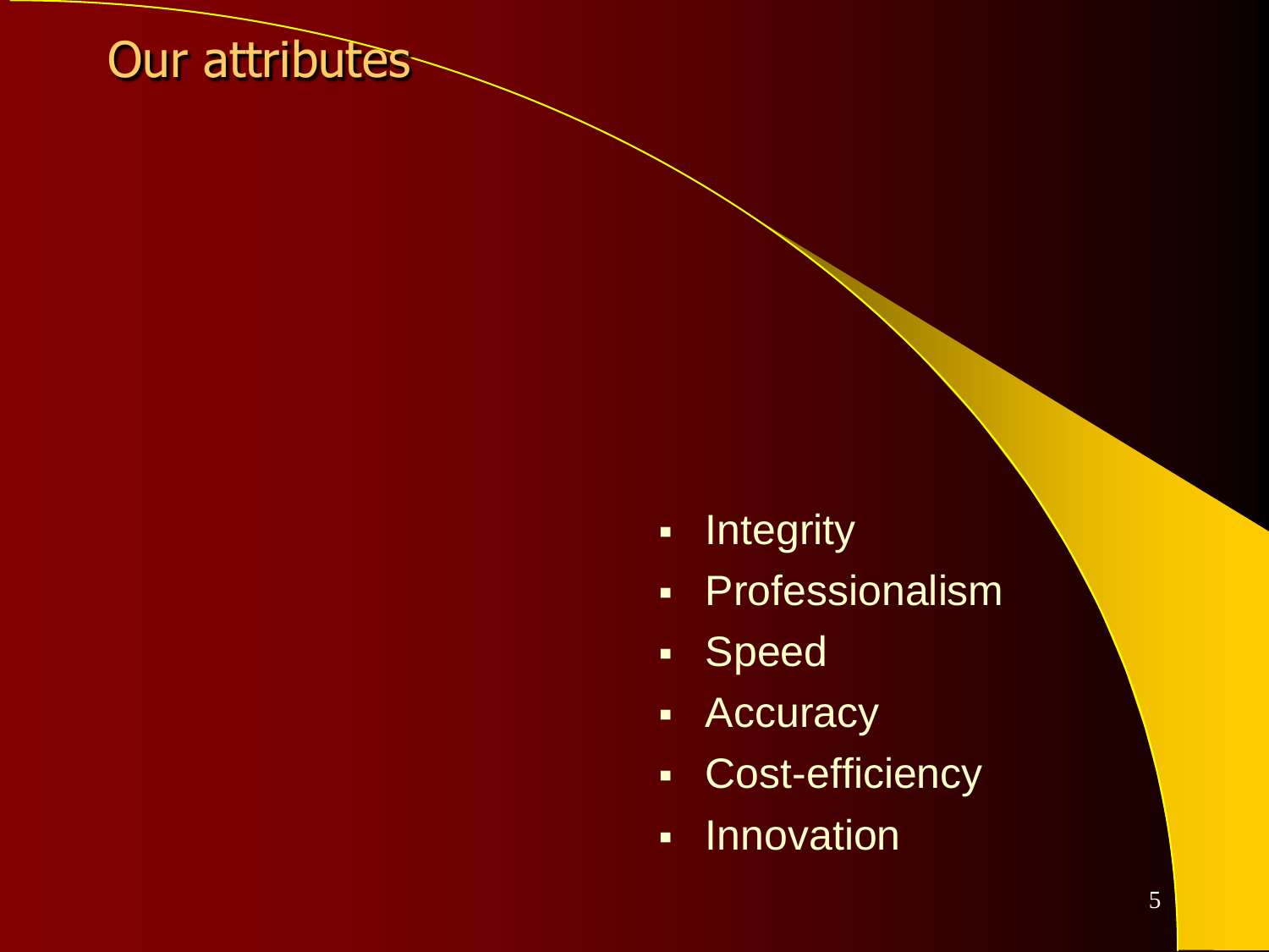# Our attributes

- Integrity
- Professionalism
- Speed
- Accuracy
- Cost-efficiency
- Innovation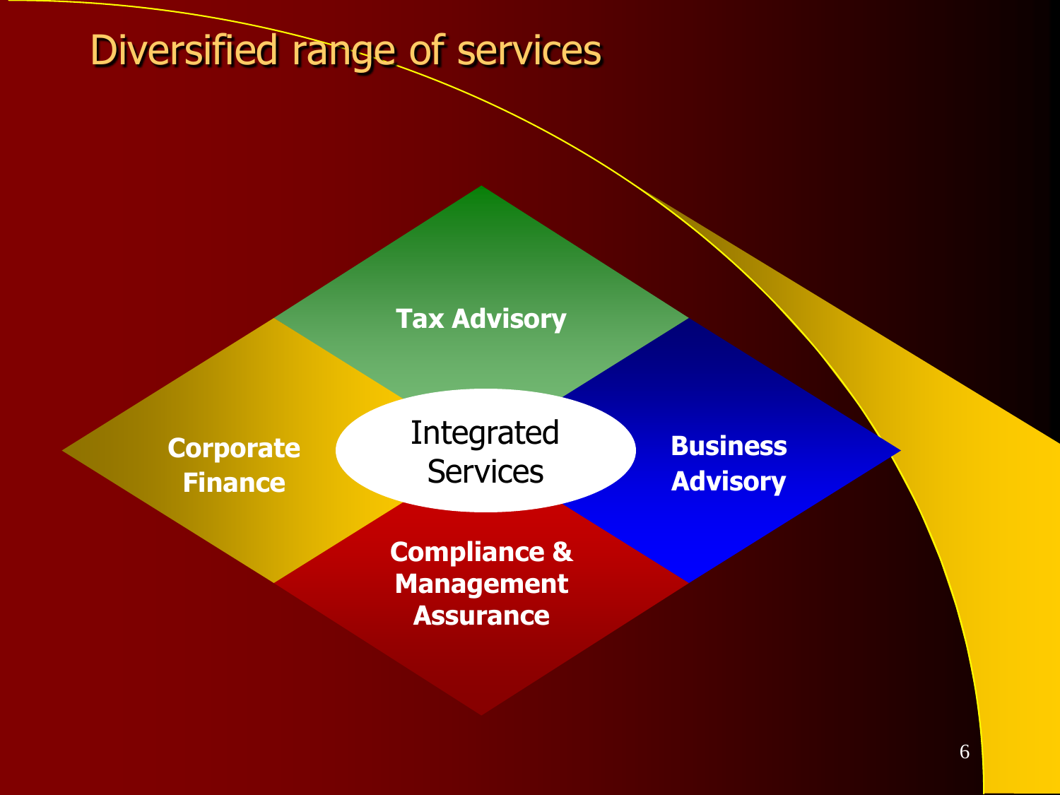# Diversified range of services

- Tax Advisory
- Corporate Finance
- Integrated Services
- Business Advisory
- Compliance & Management Assurance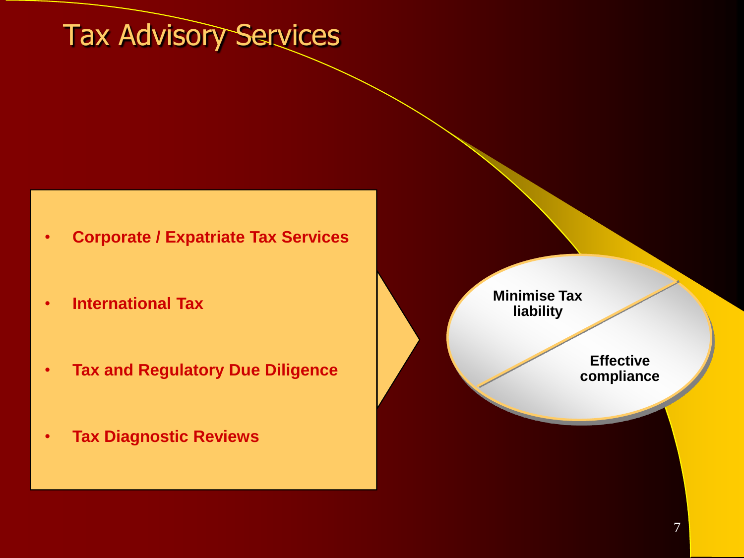# Tax Advisory Services

- Corporate / Expatriate Tax Services
- International Tax
- Tax and Regulatory Due Diligence
- Tax Diagnostic Reviews

Minimise Tax liability

Effective compliance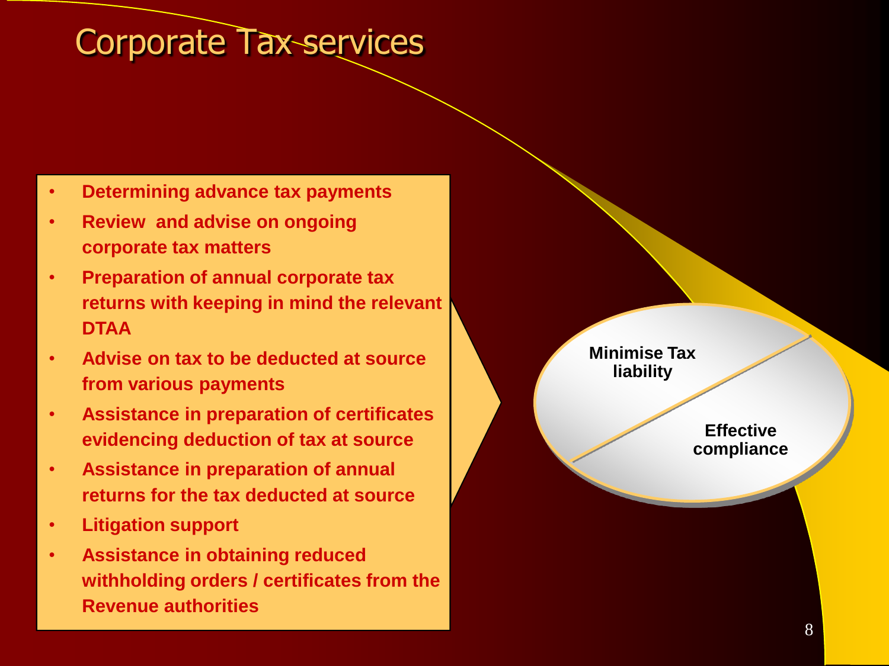# Corporate Tax services

- **Determining advance tax payments**
- **Review and advise on ongoing corporate tax matters**
- **Preparation of annual corporate tax returns with keeping in mind the relevant DTAA**
- **Advise on tax to be deducted at source from various payments**
- **Assistance in preparation of certificates evidencing deduction of tax at source**
- **Assistance in preparation of annual returns for the tax deducted at source**
- **Litigation support**
- **Assistance in obtaining reduced withholding orders / certificates from the Revenue authorities**

**Minimise Tax liability**

**Effective compliance**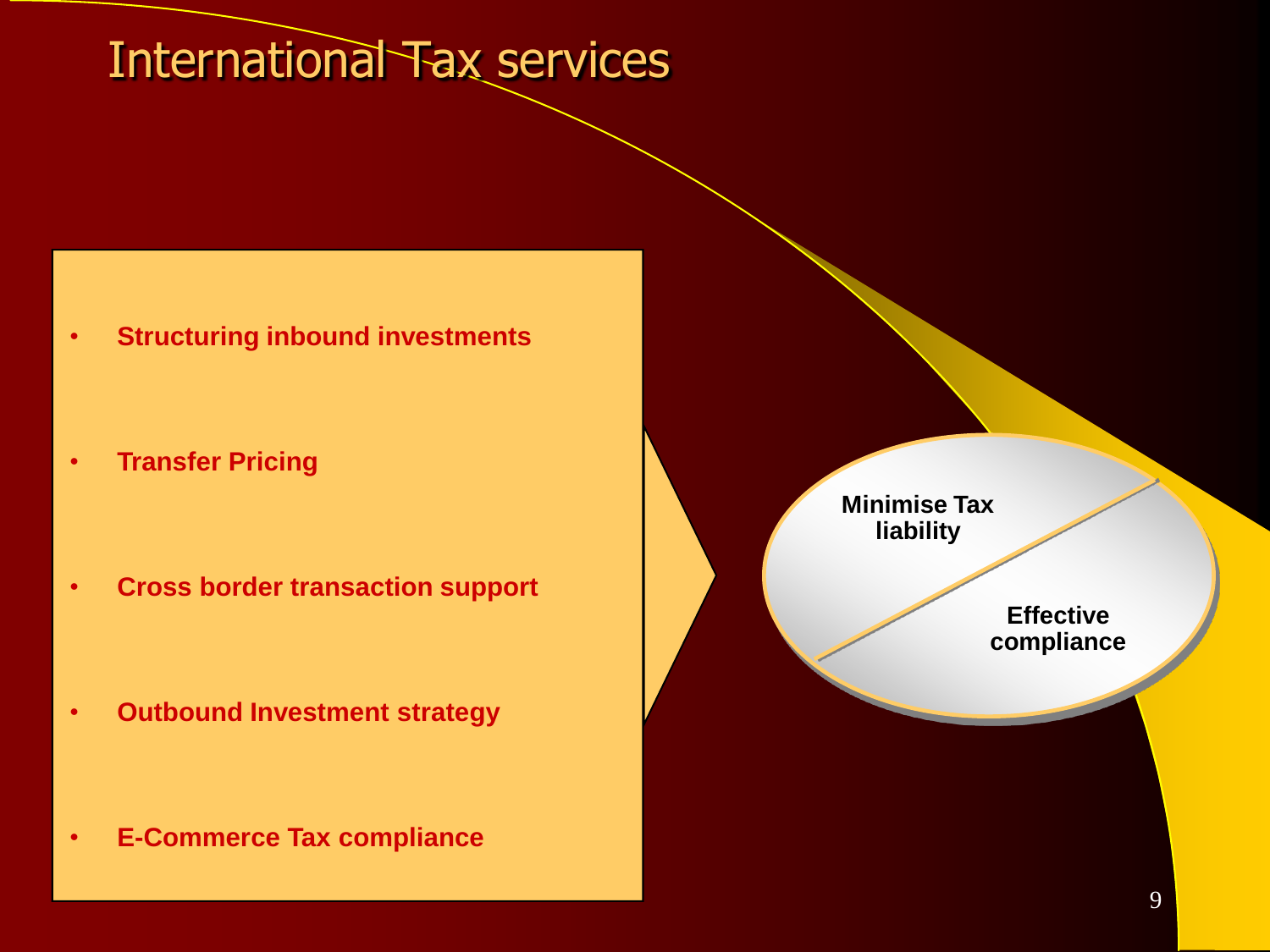# International Tax services

- **Structuring inbound investments**
- **Transfer Pricing**
- **Cross border transaction support**
- **Outbound Investment strategy**
- **E-Commerce Tax compliance**

**Minimise Tax liability**

**Effective compliance**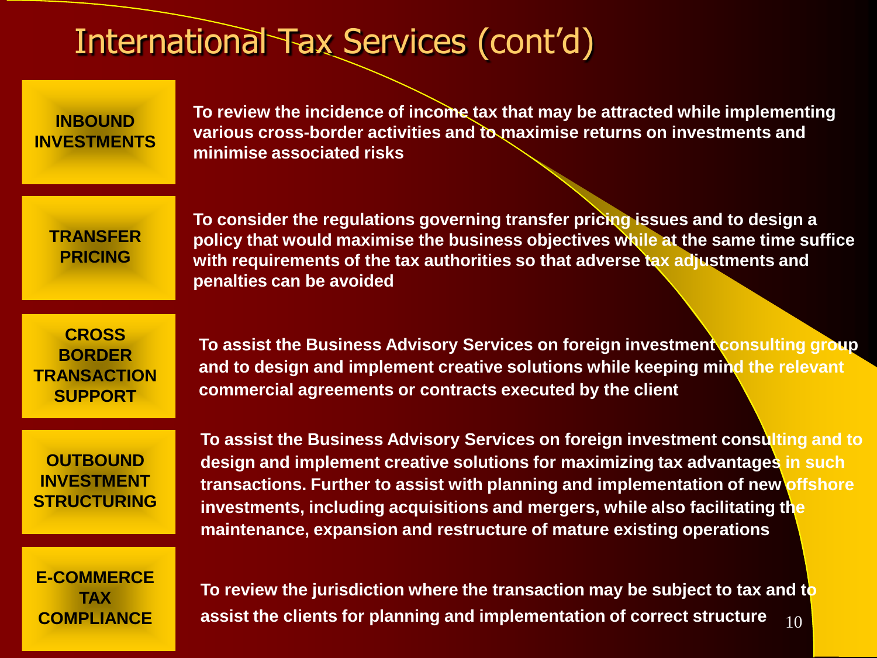# International Tax Services (cont'd)

**INBOUND INVESTMENTS**

To review the incidence of income tax that may be attracted while implementing various cross-border activities and to maximise returns on investments and minimise associated risks

**TRANSFER PRICING**

To consider the regulations governing transfer pricing issues and to design a policy that would maximise the business objectives while at the same time suffice with requirements of the tax authorities so that adverse tax adjustments and penalties can be avoided

**CROSS BORDER TRANSACTION SUPPORT**

To assist the Business Advisory Services on foreign investment consulting group and to design and implement creative solutions while keeping mind the relevant commercial agreements or contracts executed by the client

**OUTBOUND INVESTMENT STRUCTURING**

To assist the Business Advisory Services on foreign investment consulting and to design and implement creative solutions for maximizing tax advantages in such transactions. Further to assist with planning and implementation of new offshore investments, including acquisitions and mergers, while also facilitating the maintenance, expansion and restructure of mature existing operations

**E-COMMERCE TAX COMPLIANCE**

To review the jurisdiction where the transaction may be subject to tax and to assist the clients for planning and implementation of correct structure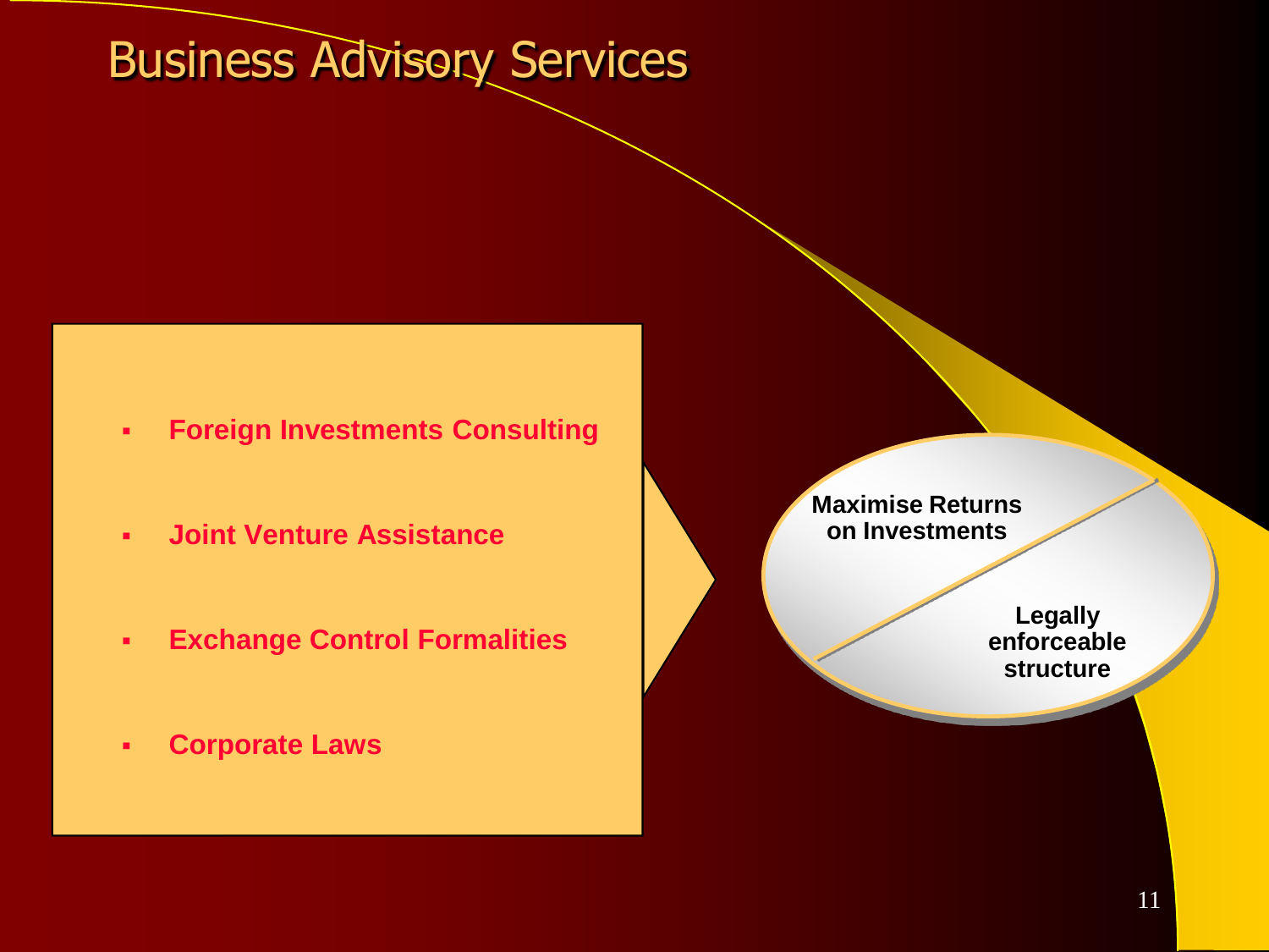# Business Advisory Services

- **Foreign Investments Consulting**
- **Joint Venture Assistance**
- **Exchange Control Formalities**
- **Corporate Laws**

**Maximise Returns on Investments**

**Legally enforceable structure**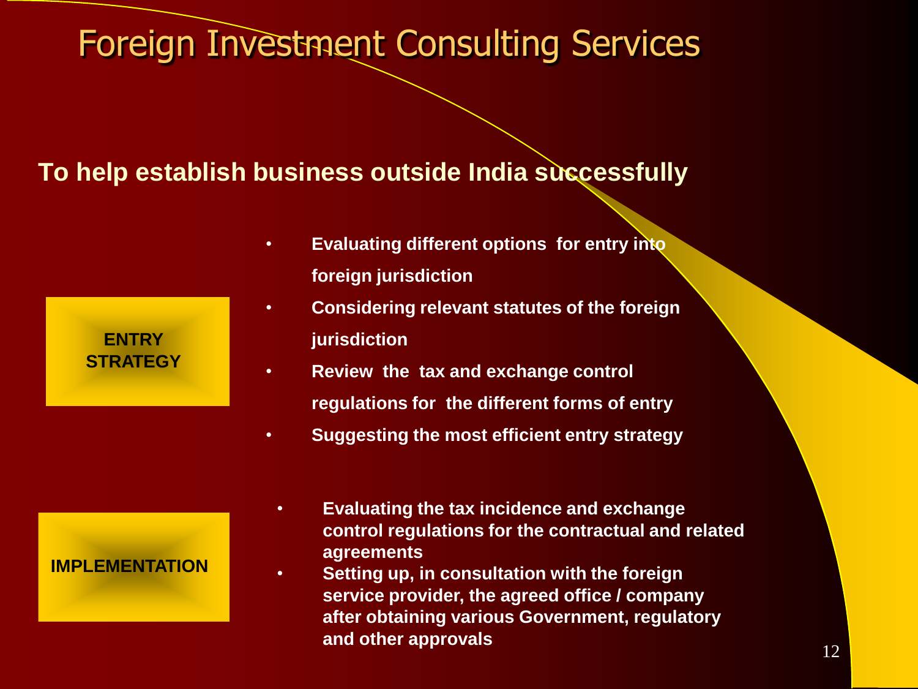# Foreign Investment Consulting Services

## To help establish business outside India successfully

### ENTRY STRATEGY

- **Evaluating different options for entry into foreign jurisdiction**
- **Considering relevant statutes of the foreign jurisdiction**
- **Review the tax and exchange control regulations for the different forms of entry**
- **Suggesting the most efficient entry strategy**

### IMPLEMENTATION

- **Evaluating the tax incidence and exchange control regulations for the contractual and related agreements**
- **Setting up, in consultation with the foreign service provider, the agreed office / company after obtaining various Government, regulatory and other approvals**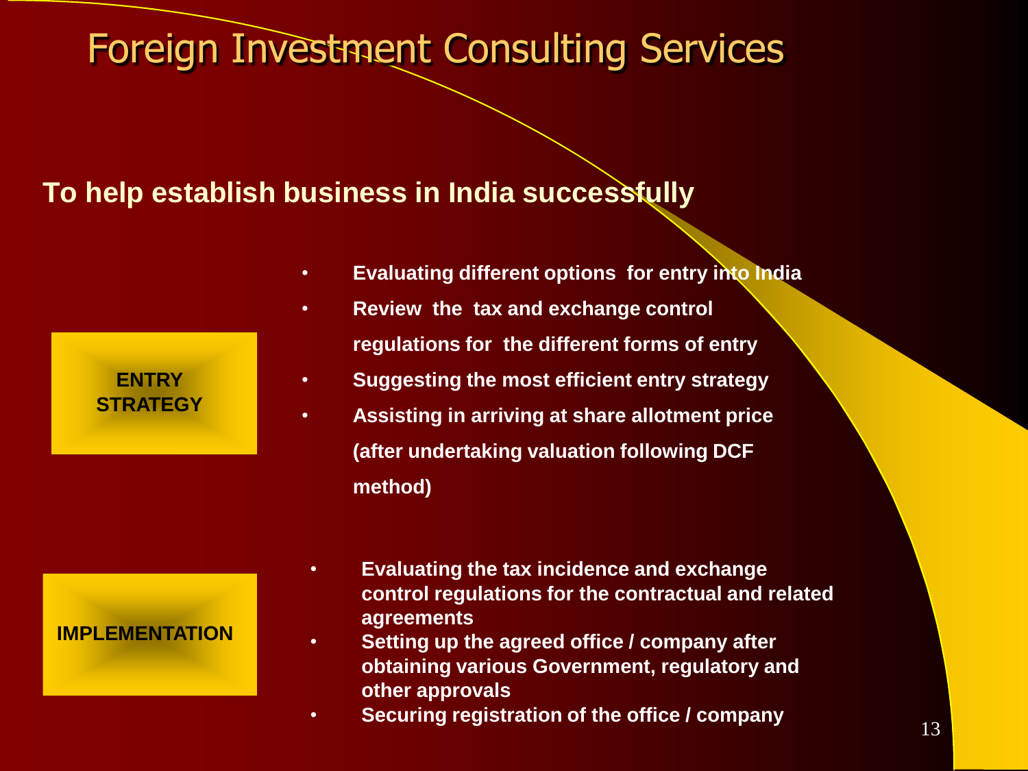# Foreign Investment Consulting Services

## To help establish business in India successfully

**ENTRY STRATEGY**

- **Evaluating different options for entry into India**
- **Review the tax and exchange control regulations for the different forms of entry**
- **Suggesting the most efficient entry strategy**
- **Assisting in arriving at share allotment price (after undertaking valuation following DCF method)**

**IMPLEMENTATION**

- **Evaluating the tax incidence and exchange control regulations for the contractual and related agreements**
- **Setting up the agreed office / company after obtaining various Government, regulatory and other approvals**
- **Securing registration of the office / company**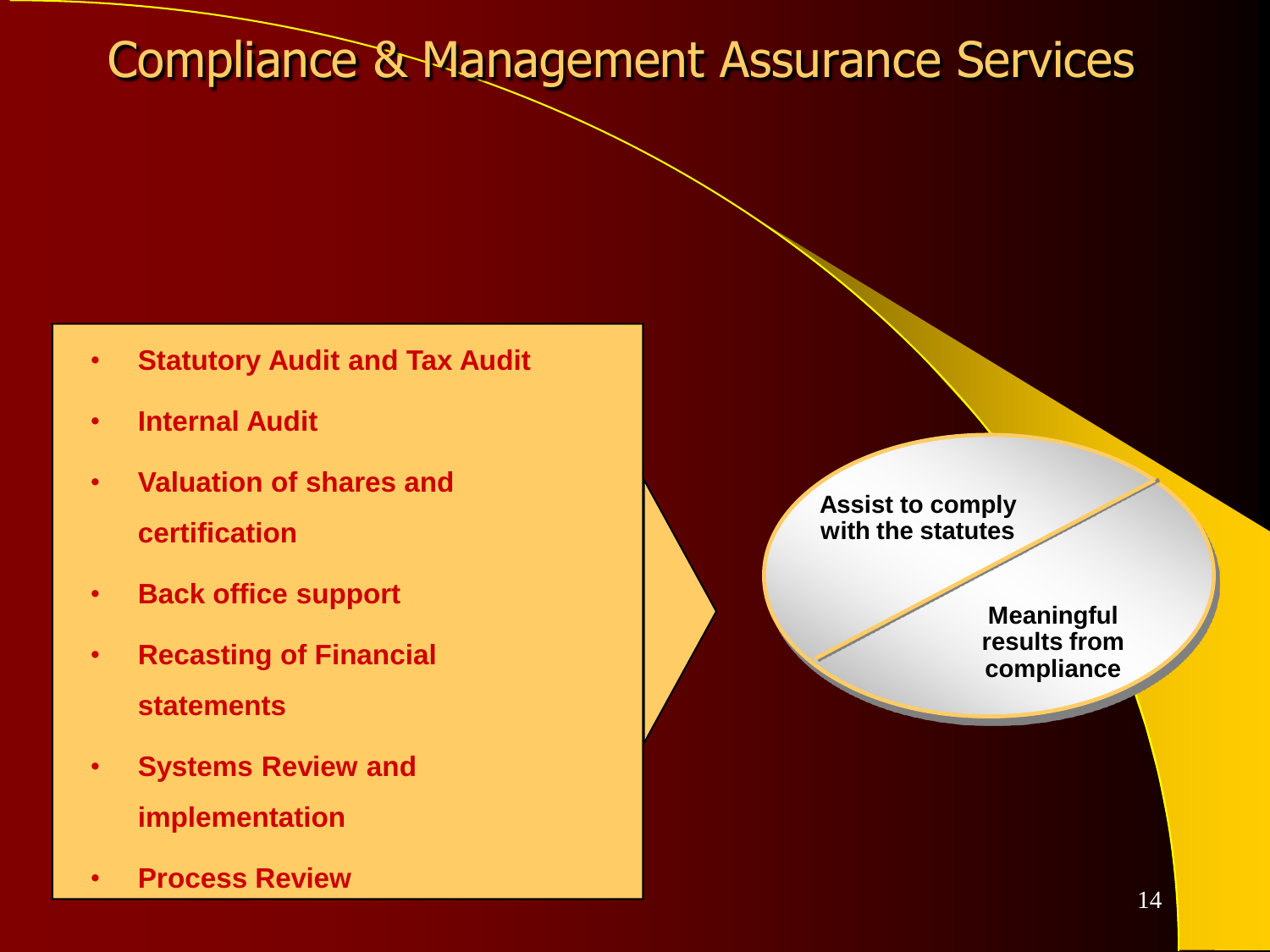# Compliance & Management Assurance Services

- **Statutory Audit and Tax Audit**
- **Internal Audit**
- **Valuation of shares and certification**
- **Back office support**
- **Recasting of Financial statements**
- **Systems Review and implementation**
- **Process Review**

**Assist to comply with the statutes**

**Meaningful results from compliance**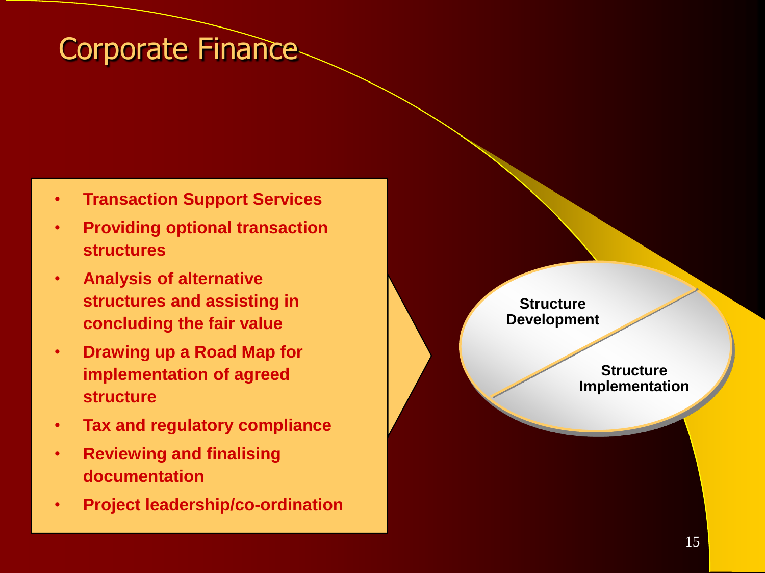# Corporate Finance

- Transaction Support Services
- Providing optional transaction structures
- Analysis of alternative structures and assisting in concluding the fair value
- Drawing up a Road Map for implementation of agreed structure
- Tax and regulatory compliance
- Reviewing and finalising documentation
- Project leadership/co-ordination

Structure Development

Structure Implementation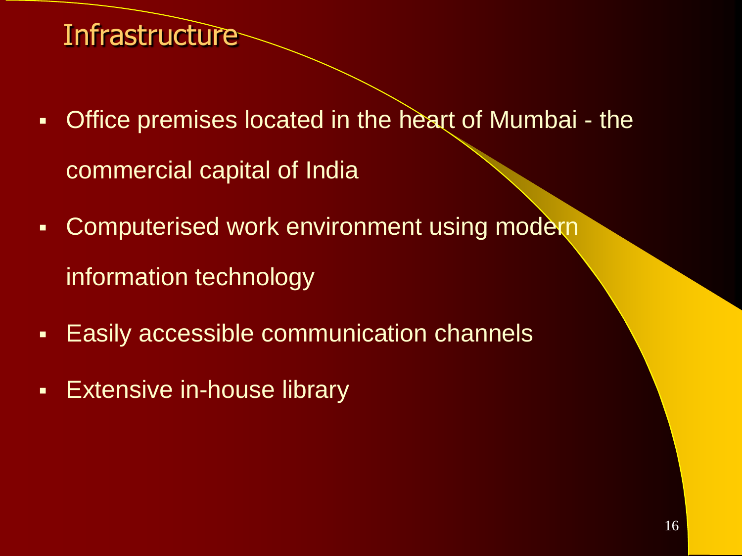# Infrastructure

- Office premises located in the heart of Mumbai - the commercial capital of India
- Computerised work environment using modern information technology
- Easily accessible communication channels
- Extensive in-house library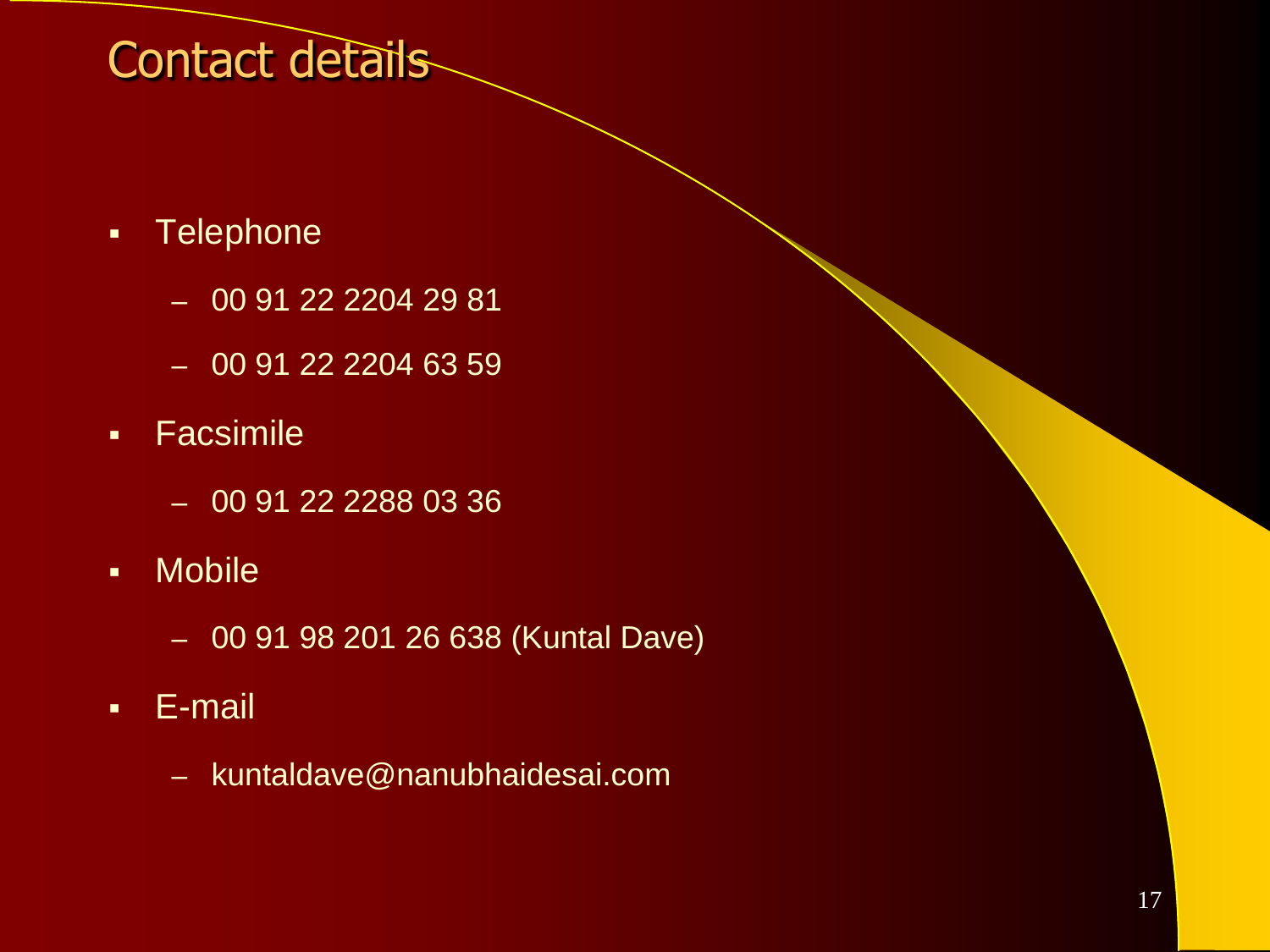# Contact details

- Telephone
  - 00 91 22 2204 29 81
  - 00 91 22 2204 63 59
- Facsimile
  - 00 91 22 2288 03 36
- Mobile
  - 00 91 98 201 26 638 (Kuntal Dave)
- E-mail
  - kuntaldave@nanubhaidesai.com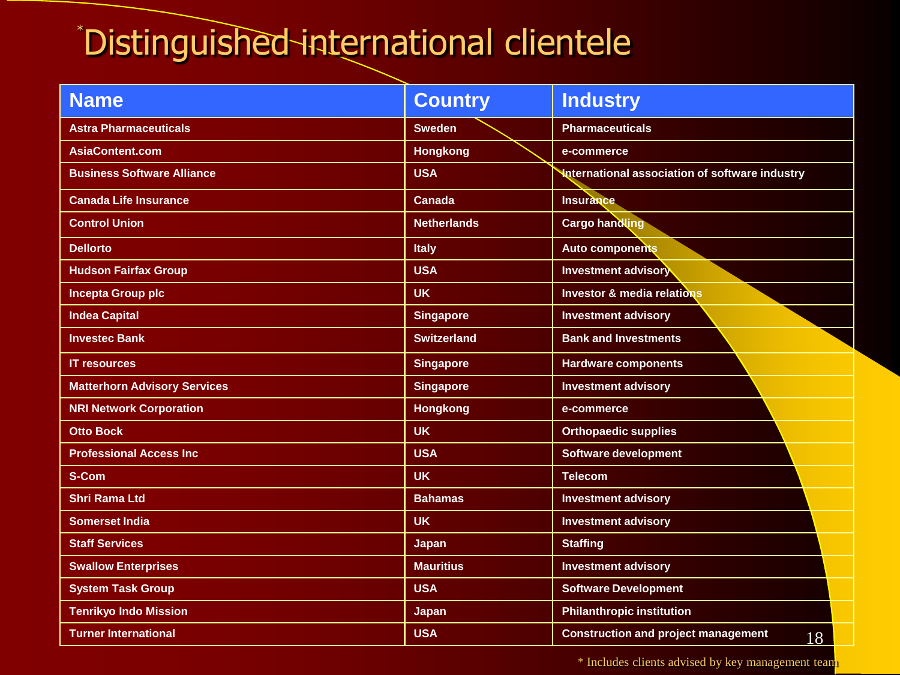# *Distinguished international clientele

| Name | Country | Industry |
| --- | --- | --- |
| Astra Pharmaceuticals | Sweden | Pharmaceuticals |
| AsiaContent.com | Hongkong | e-commerce |
| Business Software Alliance | USA | International association of software industry |
| Canada Life Insurance | Canada | Insurance |
| Control Union | Netherlands | Cargo handling |
| Dellorto | Italy | Auto components |
| Hudson Fairfax Group | USA | Investment advisory |
| Incepta Group plc | UK | Investor & media relations |
| Indea Capital | Singapore | Investment advisory |
| Investec Bank | Switzerland | Bank and Investments |
| IT resources | Singapore | Hardware components |
| Matterhorn Advisory Services | Singapore | Investment advisory |
| NRI Network Corporation | Hongkong | e-commerce |
| Otto Bock | UK | Orthopaedic supplies |
| Professional Access Inc | USA | Software development |
| S-Com | UK | Telecom |
| Shri Rama Ltd | Bahamas | Investment advisory |
| Somerset India | UK | Investment advisory |
| Staff Services | Japan | Staffing |
| Swallow Enterprises | Mauritius | Investment advisory |
| System Task Group | USA | Software Development |
| Tenrikyo Indo Mission | Japan | Philanthropic institution |
| Turner International | USA | Construction and project management |

* Includes clients advised by key management team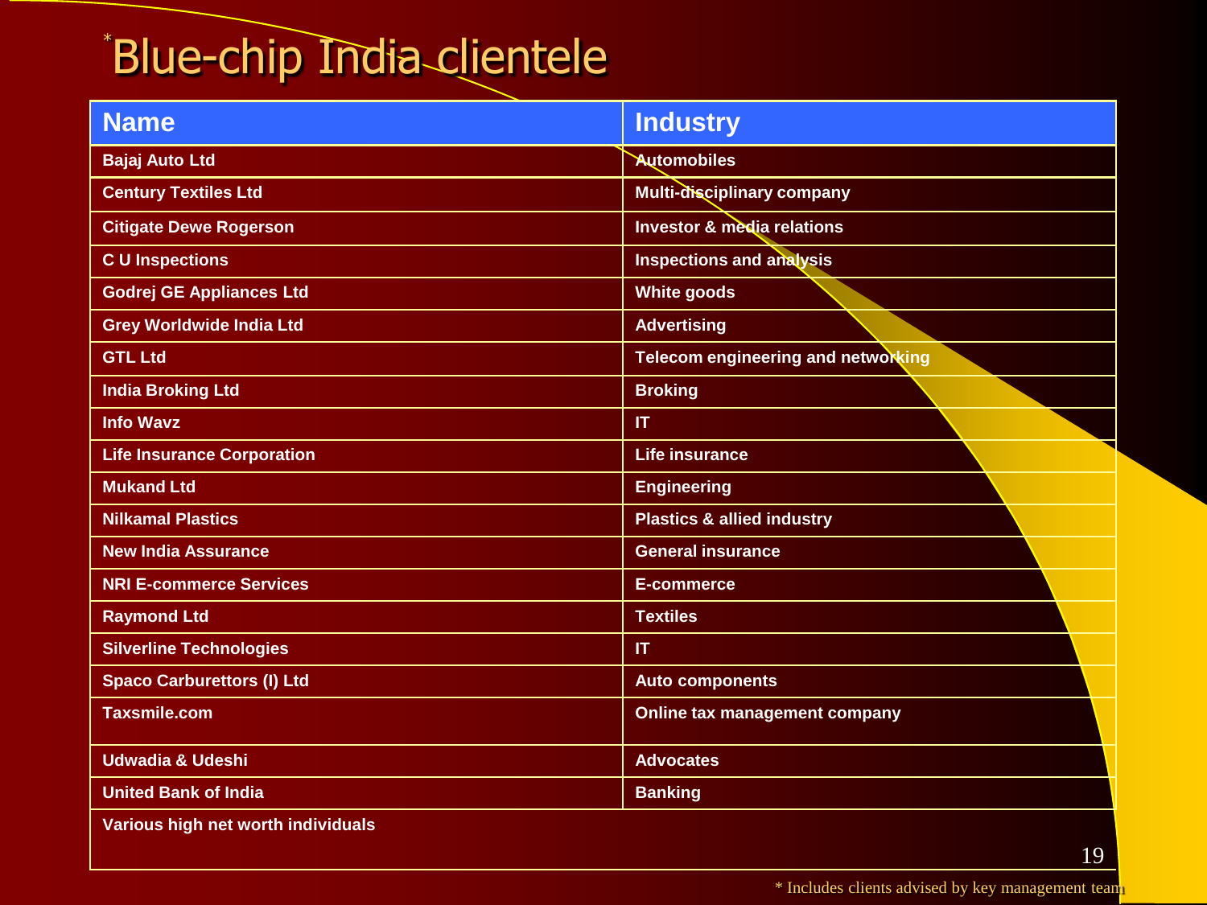# *Blue-chip India clientele

| Name | Industry |
|---|---|
| Bajaj Auto Ltd | Automobiles |
| Century Textiles Ltd | Multi-disciplinary company |
| Citigate Dewe Rogerson | Investor & media relations |
| C U Inspections | Inspections and analysis |
| Godrej GE Appliances Ltd | White goods |
| Grey Worldwide India Ltd | Advertising |
| GTL Ltd | Telecom engineering and networking |
| India Broking Ltd | Broking |
| Info Wavz | IT |
| Life Insurance Corporation | Life insurance |
| Mukand Ltd | Engineering |
| Nilkamal Plastics | Plastics & allied industry |
| New India Assurance | General insurance |
| NRI E-commerce Services | E-commerce |
| Raymond Ltd | Textiles |
| Silverline Technologies | IT |
| Spaco Carburettors (I) Ltd | Auto components |
| Taxsmile.com | Online tax management company |
| Udwadia & Udeshi | Advocates |
| United Bank of India | Banking |
| Various high net worth individuals | |

* Includes clients advised by key management team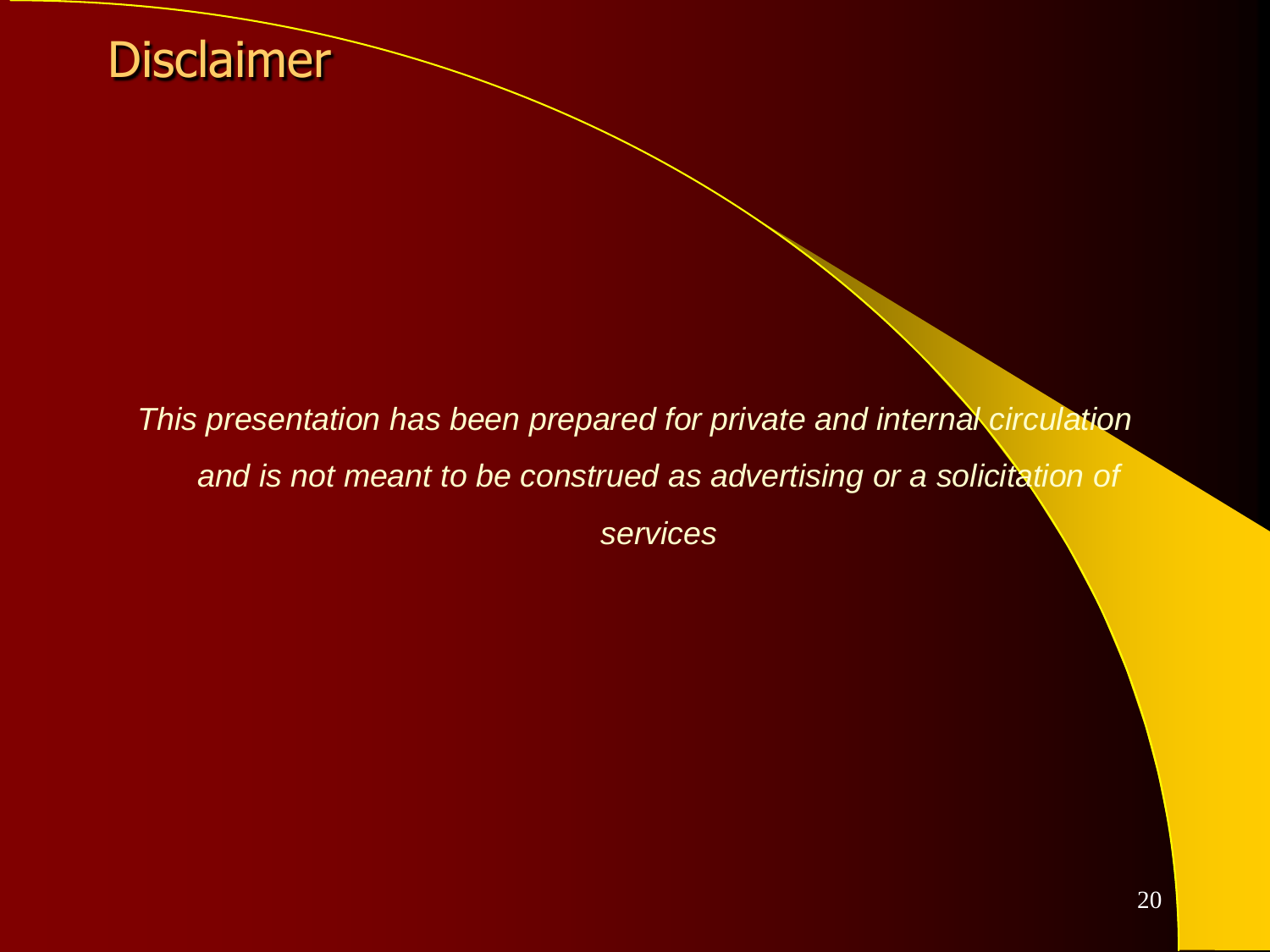# Disclaimer

*This presentation has been prepared for private and internal circulation and is not meant to be construed as advertising or a solicitation of services*